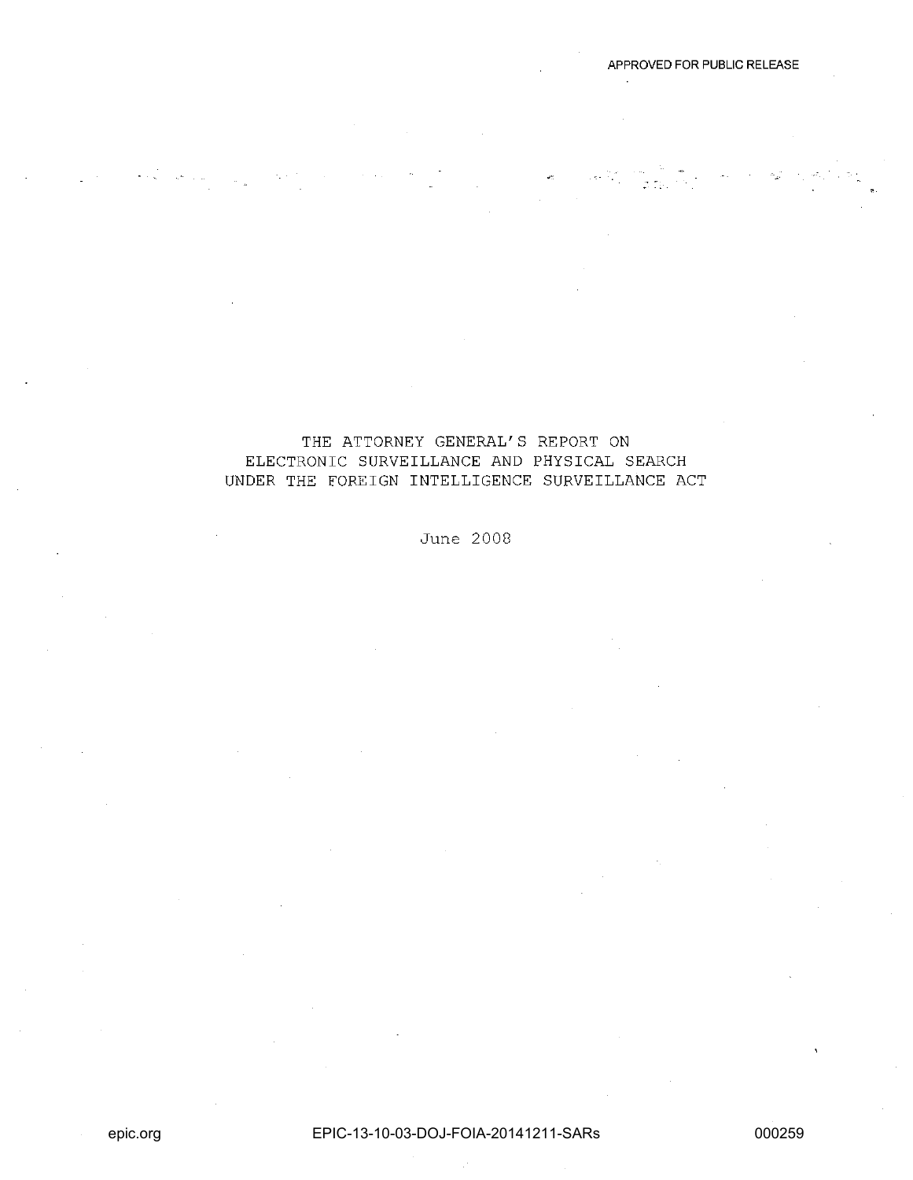APPROVED FOR PUBLIC RELEASE

# THE ATTORNEY GENERAL'S REPORT ON ELECTRONIC SURVEILLANCE AND PHYSICAL SEARCH UNDER THE FOREIGN INTELLIGENCE SURVEILLANCE ACT

June 2008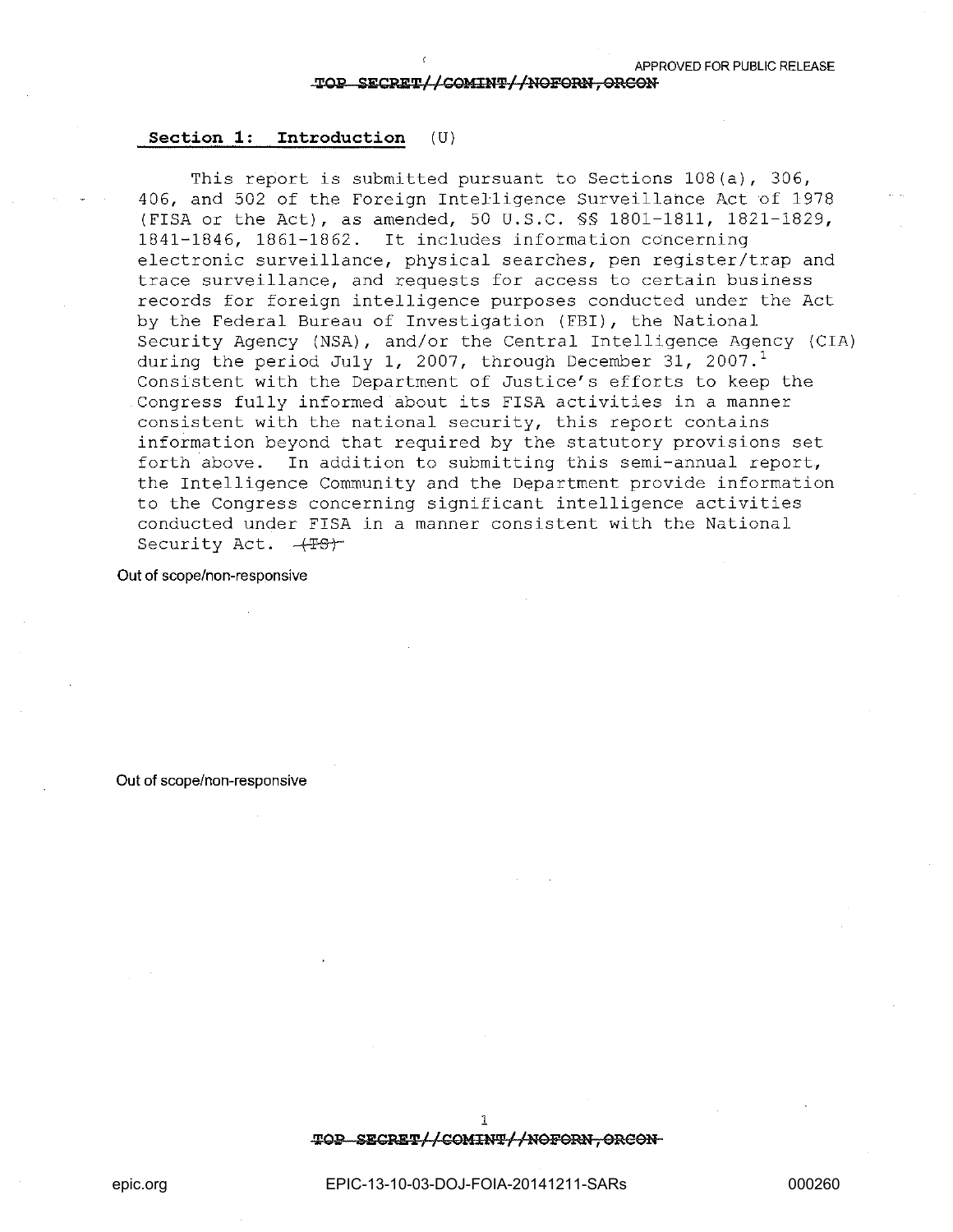## Section 1: Introduction (U)

This report is submitted pursuant to Sections 108(a), 306, 406, and 502 of the Foreign Intelligence Surveillance Act of 1978 (FISA or the Act), as amended, 50 U.S.C. §§ 1801-1811, 1821-1829, 1841-1846, 1861-1862. It includes information concerning electronic surveillance, physical searches, pen register/trap and trace surveillance, and requests for access to certain business records for foreign intelligence purposes conducted under the Act by the Federal Bureau of Investigation (FBI), the National Security Agency (NSA), and/or the Central Intelligence Agency (CIA) during the period July 1, 2007, through December 31, 2007.[1] Consistent with the Department of Justice's efforts to keep the Congress fully informed about its FISA activities in a manner consistent with the national security, this report contains information beyond that required by the statutory provisions set forth above. In addition to submitting this semi-annual report, the Intelligence Community and the Department provide information to the Congress concerning significant intelligence activities conducted under FISA in a manner consistent with the National Security Act. ~~(TS)~~

Out of scope/non-responsive

Out of scope/non-responsive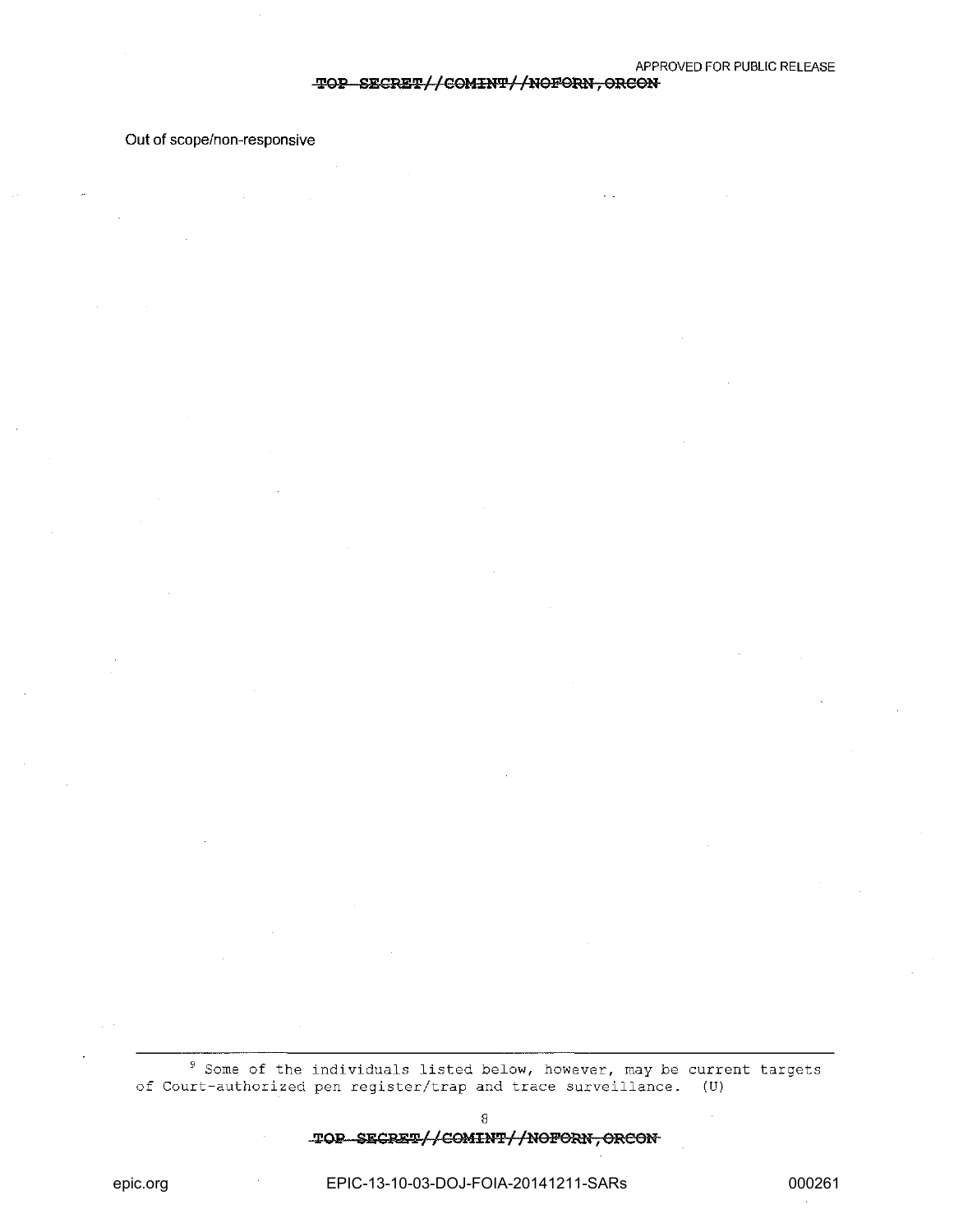Out of scope/non-responsive

---

[9] Some of the individuals listed below, however, may be current targets of Court-authorized pen register/trap and trace surveillance. (U)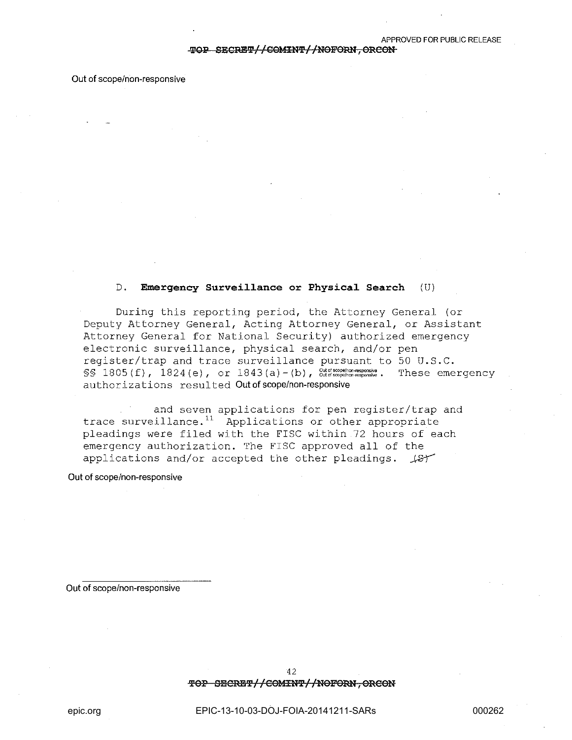Out of scope/non-responsive

D. **Emergency Surveillance or Physical Search** (U)

During this reporting period, the Attorney General (or Deputy Attorney General, Acting Attorney General, or Assistant Attorney General for National Security) authorized emergency electronic surveillance, physical search, and/or pen register/trap and trace surveillance pursuant to 50 U.S.C. §§ 1805(f), 1824(e), or 1843(a)-(b), Out of scope/non-responsive Out of scope/non-responsive. These emergency authorizations resulted Out of scope/non-responsive

and seven applications for pen register/trap and trace surveillance.[11] Applications or other appropriate pleadings were filed with the FISC within 72 hours of each emergency authorization. The FISC approved all of the applications and/or accepted the other pleadings. (S)

Out of scope/non-responsive

---

Out of scope/non-responsive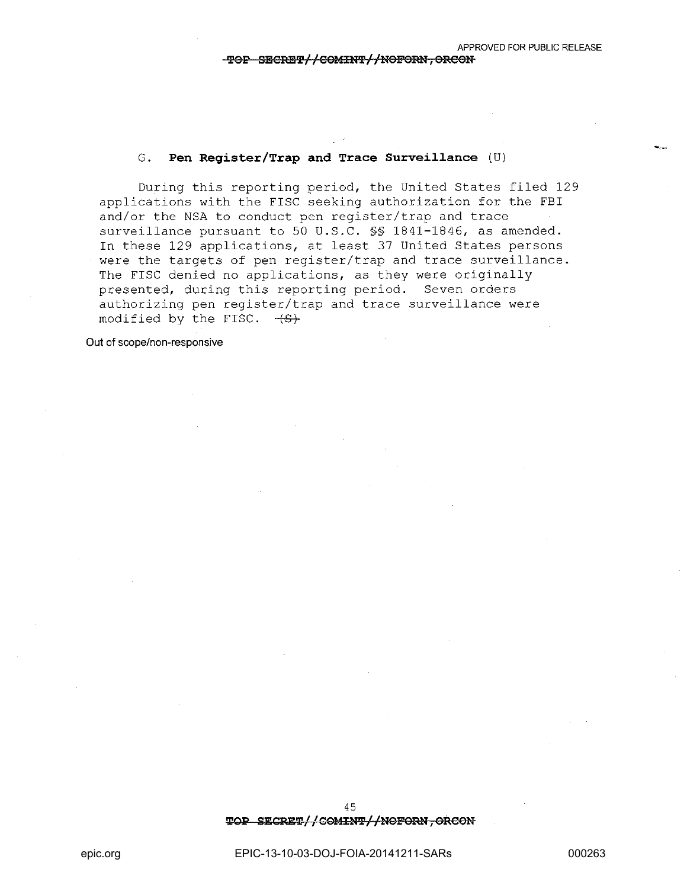## G. **Pen Register/Trap and Trace Surveillance** (U)

During this reporting period, the United States filed 129 applications with the FISC seeking authorization for the FBI and/or the NSA to conduct pen register/trap and trace surveillance pursuant to 50 U.S.C. §§ 1841-1846, as amended. In these 129 applications, at least 37 United States persons were the targets of pen register/trap and trace surveillance. The FISC denied no applications, as they were originally presented, during this reporting period. Seven orders authorizing pen register/trap and trace surveillance were modified by the FISC. ~~(S)~~

Out of scope/non-responsive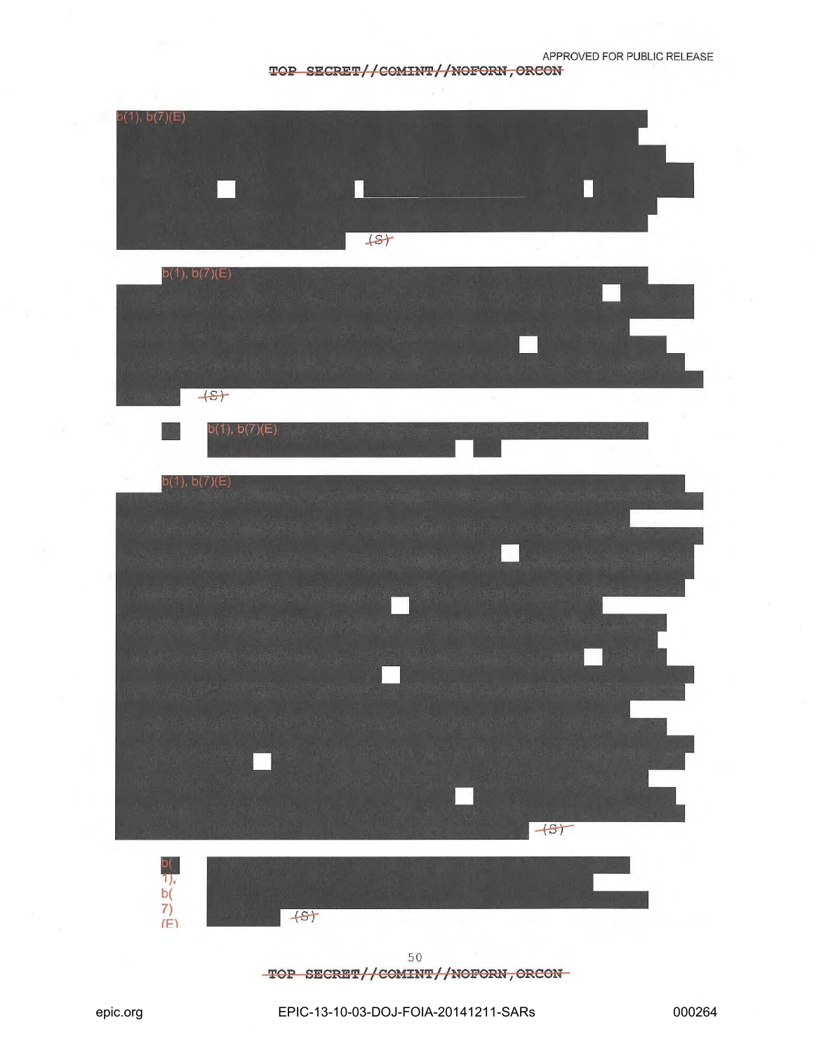b(1), b(7)(E)

(S)

b(1), b(7)(E)

(S)

b(1), b(7)(E)

b(1), b(7)(E)

(S)

b(1), b(7)(E)

(S)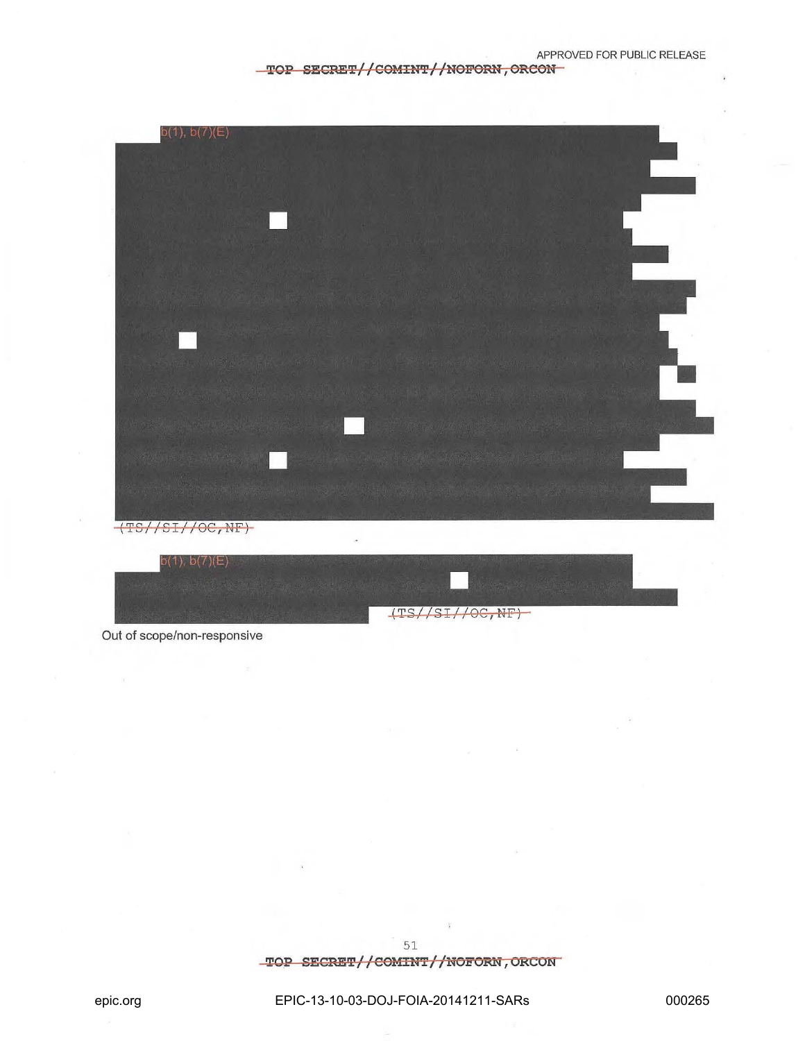b(1), b(7)(E)

(TS//SI//OC,NF)

b(1), b(7)(E)

(TS//SI//OC,NF)

Out of scope/non-responsive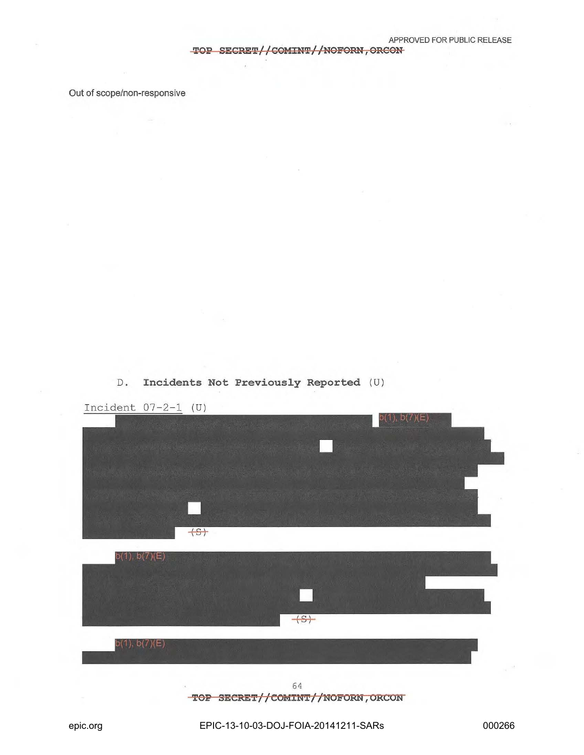Out of scope/non-responsive

D. **Incidents Not Previously Reported** (U)

Incident 07-2-1 (U)

b(1), b(7)(E)

~~(S)~~

b(1), b(7)(E)

~~(S)~~

b(1), b(7)(E)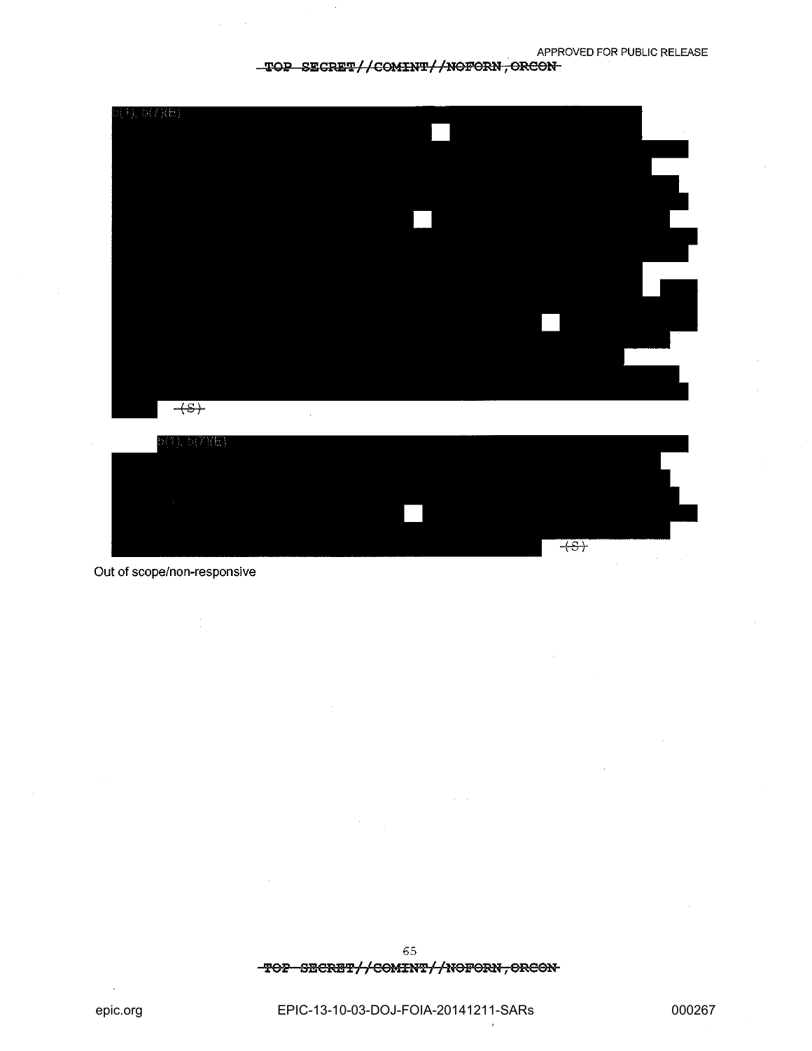b(1), b(7)(E)

(S)

b(1), b(7)(E)

(S)

Out of scope/non-responsive